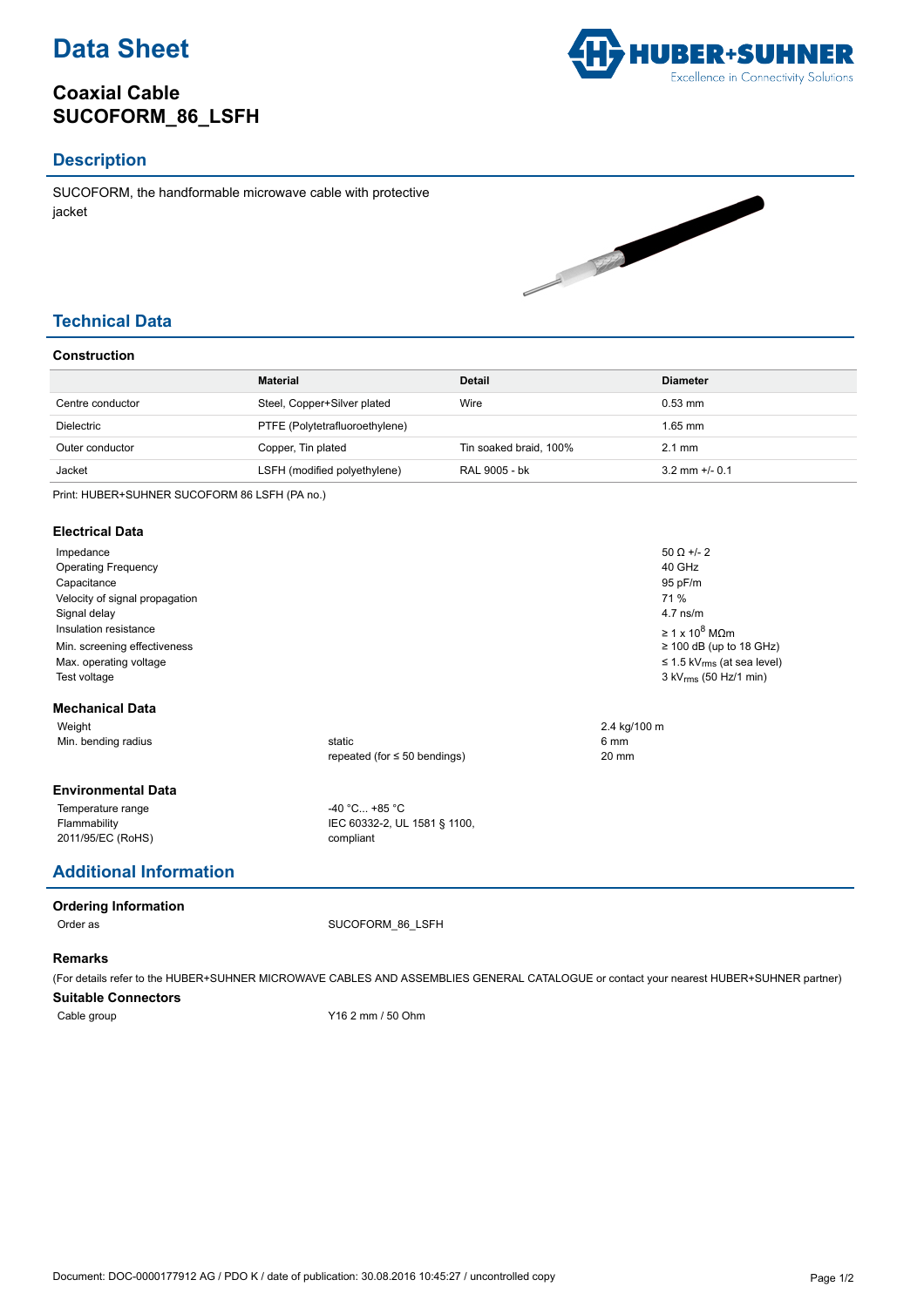# Data Sheet

## Coaxial Cable
## SUCOFORM_86_LSFH

## Description

SUCOFORM, the handformable microwave cable with protective jacket

## Technical Data

### Construction

| | Material | Detail | Diameter |
|---|---|---|---|
| Centre conductor | Steel, Copper+Silver plated | Wire | 0.53 mm |
| Dielectric | PTFE (Polytetrafluoroethylene) | | 1.65 mm |
| Outer conductor | Copper, Tin plated | Tin soaked braid, 100% | 2.1 mm |
| Jacket | LSFH (modified polyethylene) | RAL 9005 - bk | 3.2 mm +/- 0.1 |

Print: HUBER+SUHNER SUCOFORM 86 LSFH (PA no.)

### Electrical Data

| | |
|---|---|
| Impedance | 50 Ω +/- 2 |
| Operating Frequency | 40 GHz |
| Capacitance | 95 pF/m |
| Velocity of signal propagation | 71 % |
| Signal delay | 4.7 ns/m |
| Insulation resistance | ≥ 1 x $10^8$ MΩm |
| Min. screening effectiveness | ≥ 100 dB (up to 18 GHz) |
| Max. operating voltage | ≤ 1.5 $kV_{rms}$ (at sea level) |
| Test voltage | 3 $kV_{rms}$ (50 Hz/1 min) |

### Mechanical Data

| | | |
|---|---|---|
| Weight | | 2.4 kg/100 m |
| Min. bending radius | static | 6 mm |
| | repeated (for ≤ 50 bendings) | 20 mm |

### Environmental Data

| | |
|---|---|
| Temperature range | -40 °C... +85 °C |
| Flammability | IEC 60332-2, UL 1581 § 1100, |
| 2011/95/EC (RoHS) | compliant |

## Additional Information

### Ordering Information

Order as SUCOFORM_86_LSFH

### Remarks

(For details refer to the HUBER+SUHNER MICROWAVE CABLES AND ASSEMBLIES GENERAL CATALOGUE or contact your nearest HUBER+SUHNER partner)

### Suitable Connectors

Cable group Y16 2 mm / 50 Ohm

Document: DOC-0000177912 AG / PDO K / date of publication: 30.08.2016 10:45:27 / uncontrolled copy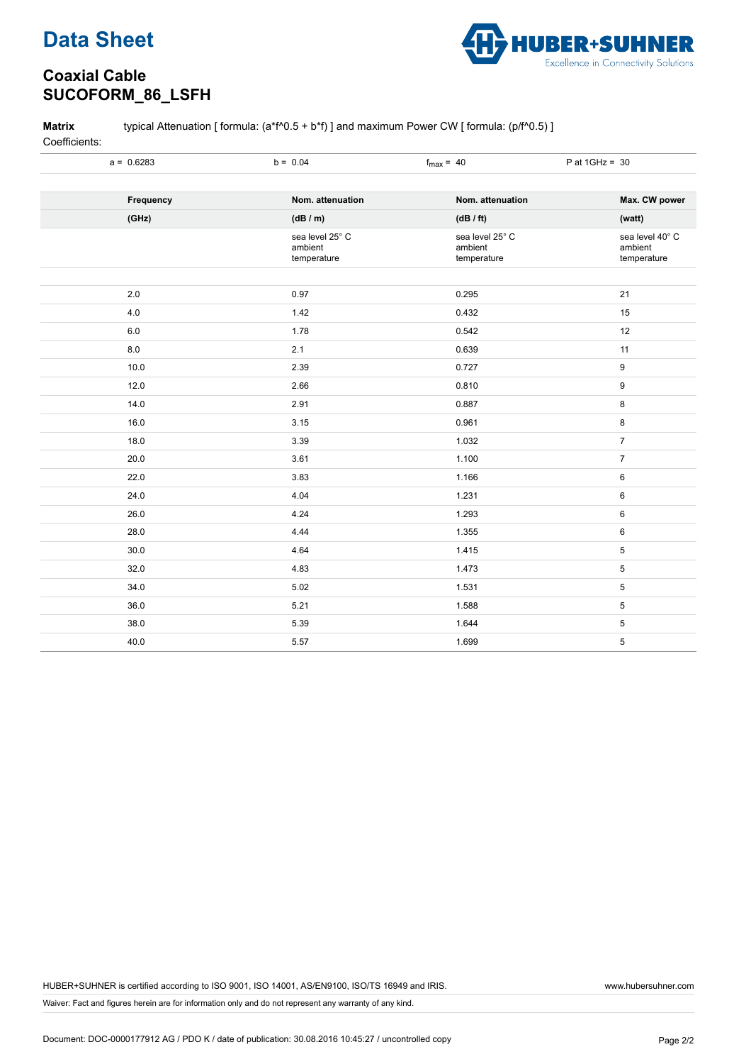# Data Sheet

## Coaxial Cable
## SUCOFORM_86_LSFH

**Matrix** typical Attenuation [ formula: (a*f^0.5 + b*f) ] and maximum Power CW [ formula: (p/f^0.5) ]
Coefficients:

| | | | |
|---|---|---|---|
| a = 0.6283 | b = 0.04 | $f_{max}$ = 40 | P at 1GHz = 30 |

| Frequency | Nom. attenuation | Nom. attenuation | Max. CW power |
|---|---|---|---|
| (GHz) | (dB / m) | (dB / ft) | (watt) |
| | sea level 25° C ambient temperature | sea level 25° C ambient temperature | sea level 40° C ambient temperature |
| 2.0 | 0.97 | 0.295 | 21 |
| 4.0 | 1.42 | 0.432 | 15 |
| 6.0 | 1.78 | 0.542 | 12 |
| 8.0 | 2.1 | 0.639 | 11 |
| 10.0 | 2.39 | 0.727 | 9 |
| 12.0 | 2.66 | 0.810 | 9 |
| 14.0 | 2.91 | 0.887 | 8 |
| 16.0 | 3.15 | 0.961 | 8 |
| 18.0 | 3.39 | 1.032 | 7 |
| 20.0 | 3.61 | 1.100 | 7 |
| 22.0 | 3.83 | 1.166 | 6 |
| 24.0 | 4.04 | 1.231 | 6 |
| 26.0 | 4.24 | 1.293 | 6 |
| 28.0 | 4.44 | 1.355 | 6 |
| 30.0 | 4.64 | 1.415 | 5 |
| 32.0 | 4.83 | 1.473 | 5 |
| 34.0 | 5.02 | 1.531 | 5 |
| 36.0 | 5.21 | 1.588 | 5 |
| 38.0 | 5.39 | 1.644 | 5 |
| 40.0 | 5.57 | 1.699 | 5 |

HUBER+SUHNER is certified according to ISO 9001, ISO 14001, AS/EN9100, ISO/TS 16949 and IRIS. www.hubersuhner.com

Waiver: Fact and figures herein are for information only and do not represent any warranty of any kind.

Document: DOC-0000177912 AG / PDO K / date of publication: 30.08.2016 10:45:27 / uncontrolled copy